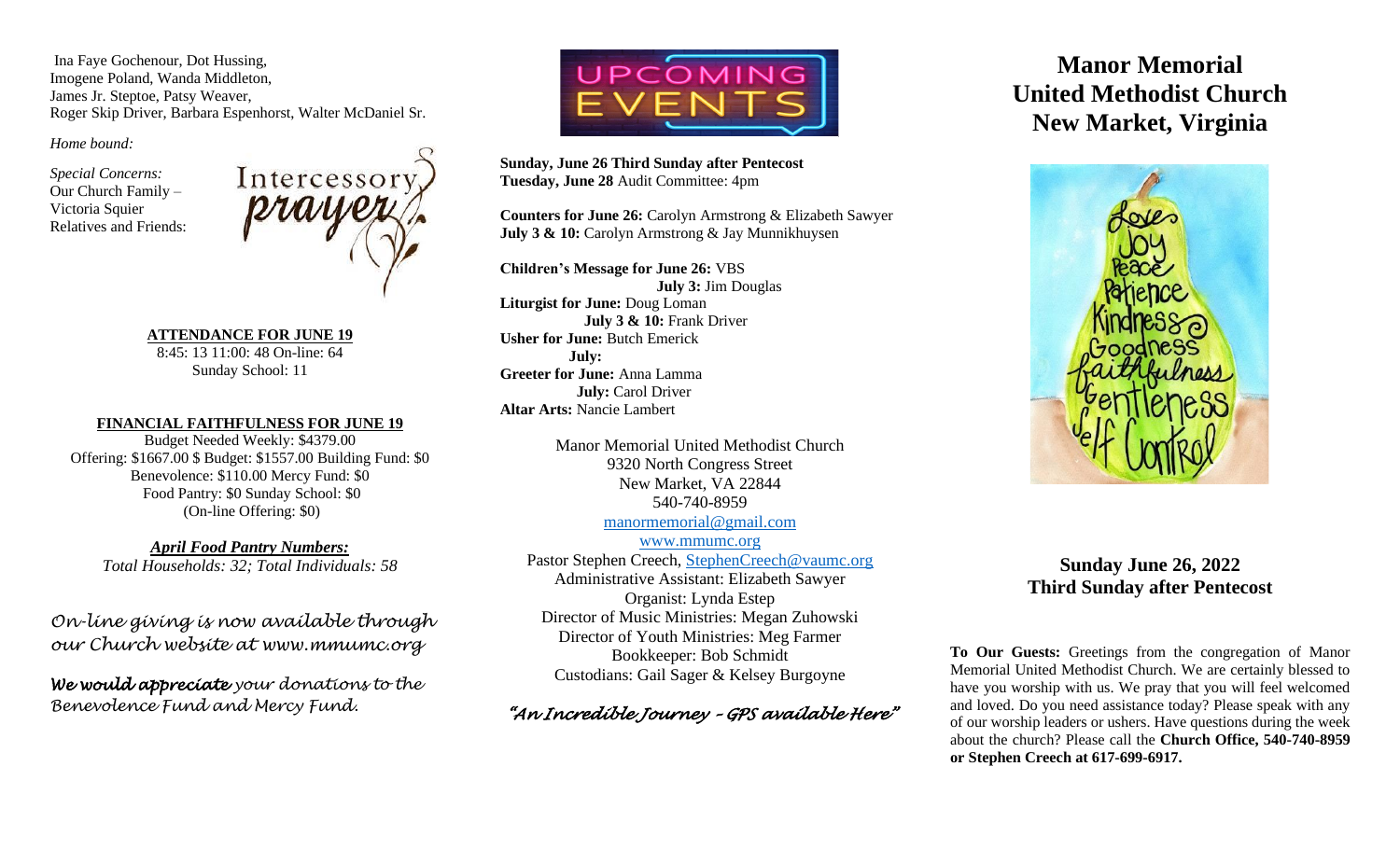Ina Faye Gochenour, Dot Hussing, Imogene Poland, Wanda Middleton, James Jr. Steptoe, Patsy Weaver, Roger Skip Driver, Barbara Espenhorst, Walter McDaniel Sr.

*Home bound:*

*Special Concerns:*
Our Church Family –
Victoria Squier
Relatives and Friends:

Intercessory prayer

**ATTENDANCE FOR JUNE 19**

8:45: 13 11:00: 48 On-line: 64
Sunday School: 11

**FINANCIAL FAITHFULNESS FOR JUNE 19**

Budget Needed Weekly: $4379.00
Offering: $1667.00 $ Budget: $1557.00 Building Fund: $0
Benevolence: $110.00 Mercy Fund: $0
Food Pantry: $0 Sunday School: $0
(On-line Offering: $0)

***April Food Pantry Numbers:***
*Total Households: 32; Total Individuals: 58*

*On-line giving is now available through our Church website at www.mmumc.org*

***We would appreciate** your donations to the Benevolence Fund and Mercy Fund.*

UPCOMING EVENTS

**Sunday, June 26 Third Sunday after Pentecost**
**Tuesday, June 28** Audit Committee: 4pm

**Counters for June 26:** Carolyn Armstrong & Elizabeth Sawyer
**July 3 & 10:** Carolyn Armstrong & Jay Munnikhuysen

**Children's Message for June 26:** VBS
**July 3:** Jim Douglas
**Liturgist for June:** Doug Loman
**July 3 & 10:** Frank Driver
**Usher for June:** Butch Emerick
**July:**
**Greeter for June:** Anna Lamma
**July:** Carol Driver
**Altar Arts:** Nancie Lambert

Manor Memorial United Methodist Church
9320 North Congress Street
New Market, VA 22844
540-740-8959
manormemorial@gmail.com
www.mmumc.org
Pastor Stephen Creech, StephenCreech@vaumc.org
Administrative Assistant: Elizabeth Sawyer
Organist: Lynda Estep
Director of Music Ministries: Megan Zuhowski
Director of Youth Ministries: Meg Farmer
Bookkeeper: Bob Schmidt
Custodians: Gail Sager & Kelsey Burgoyne

*"An Incredible Journey – GPS available Here"*

# Manor Memorial United Methodist Church New Market, Virginia

## Sunday June 26, 2022
## Third Sunday after Pentecost

**To Our Guests:** Greetings from the congregation of Manor Memorial United Methodist Church. We are certainly blessed to have you worship with us. We pray that you will feel welcomed and loved. Do you need assistance today? Please speak with any of our worship leaders or ushers. Have questions during the week about the church? Please call the **Church Office, 540-740-8959 or Stephen Creech at 617-699-6917.**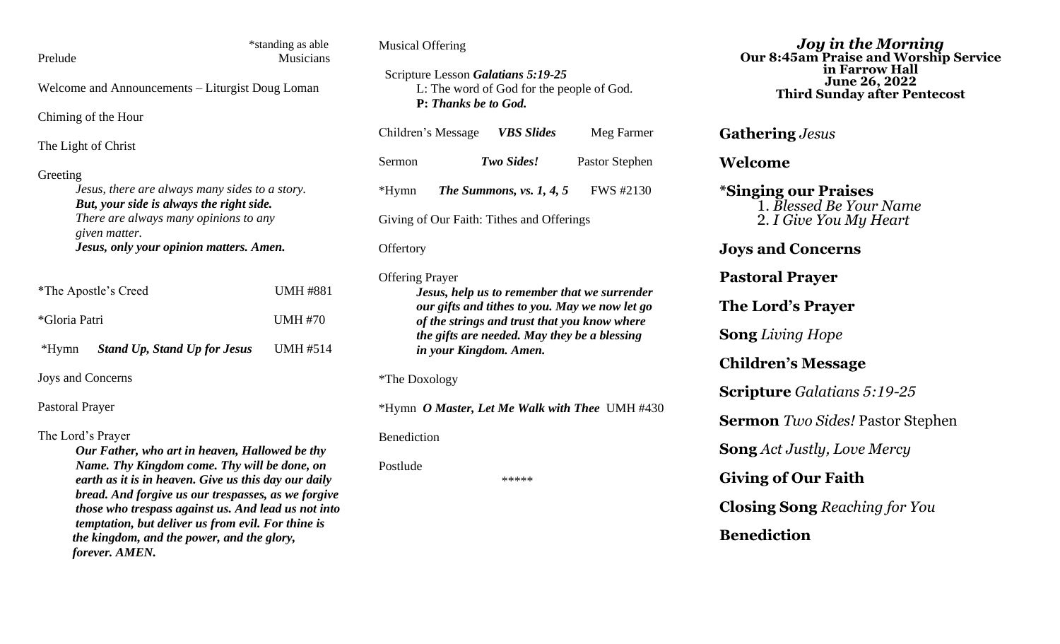*standing as able

Prelude Musicians

Welcome and Announcements – Liturgist Doug Loman

Chiming of the Hour

The Light of Christ

Greeting

*Jesus, there are always many sides to a story.*
***But, your side is always the right side.***
*There are always many opinions to any given matter.*
***Jesus, only your opinion matters. Amen.***

*The Apostle's Creed UMH #881

*Gloria Patri UMH #70

*Hymn ***Stand Up, Stand Up for Jesus*** UMH #514

Joys and Concerns

Pastoral Prayer

The Lord's Prayer

***Our Father, who art in heaven, Hallowed be thy Name. Thy Kingdom come. Thy will be done, on earth as it is in heaven. Give us this day our daily bread. And forgive us our trespasses, as we forgive those who trespass against us. And lead us not into temptation, but deliver us from evil. For thine is the kingdom, and the power, and the glory, forever. AMEN.***

Musical Offering

Scripture Lesson ***Galatians 5:19-25***
L: The word of God for the people of God.
**P: *Thanks be to God.***

Children's Message ***VBS Slides*** Meg Farmer

Sermon ***Two Sides!*** Pastor Stephen

*Hymn ***The Summons, vs. 1, 4, 5*** FWS #2130

Giving of Our Faith: Tithes and Offerings

Offertory

Offering Prayer

***Jesus, help us to remember that we surrender our gifts and tithes to you. May we now let go of the strings and trust that you know where the gifts are needed. May they be a blessing in your Kingdom. Amen.***

*The Doxology

*Hymn ***O Master, Let Me Walk with Thee*** UMH #430

Benediction

Postlude

*****

# *Joy in the Morning*

**Our 8:45am Praise and Worship Service in Farrow Hall**
**June 26, 2022**
**Third Sunday after Pentecost**

**Gathering** *Jesus*

**Welcome**

***Singing our Praises**
1. *Blessed Be Your Name*
2. *I Give You My Heart*

**Joys and Concerns**

**Pastoral Prayer**

**The Lord's Prayer**

**Song** *Living Hope*

**Children's Message**

**Scripture** *Galatians 5:19-25*

**Sermon** *Two Sides!* Pastor Stephen

**Song** *Act Justly, Love Mercy*

**Giving of Our Faith**

**Closing Song** *Reaching for You*

**Benediction**